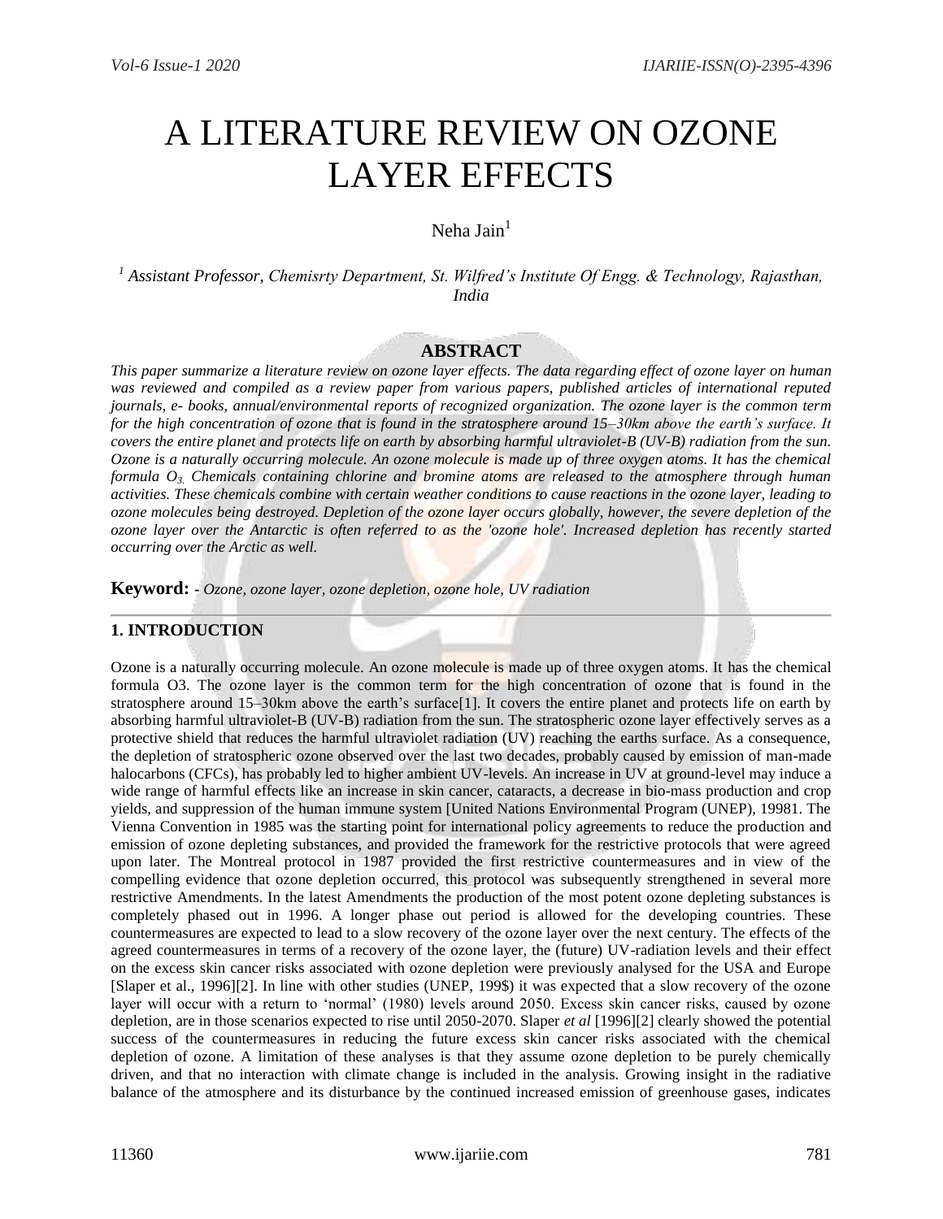# A LITERATURE REVIEW ON OZONE LAYER EFFECTS

Neha Jain[1]

[1] *Assistant Professor, Chemisrty Department, St. Wilfred's Institute Of Engg. & Technology, Rajasthan, India*

## ABSTRACT

*This paper summarize a literature review on ozone layer effects. The data regarding effect of ozone layer on human was reviewed and compiled as a review paper from various papers, published articles of international reputed journals, e- books, annual/environmental reports of recognized organization. The ozone layer is the common term for the high concentration of ozone that is found in the stratosphere around 15–30km above the earth's surface. It covers the entire planet and protects life on earth by absorbing harmful ultraviolet-B (UV-B) radiation from the sun. Ozone is a naturally occurring molecule. An ozone molecule is made up of three oxygen atoms. It has the chemical formula $O_3$. Chemicals containing chlorine and bromine atoms are released to the atmosphere through human activities. These chemicals combine with certain weather conditions to cause reactions in the ozone layer, leading to ozone molecules being destroyed. Depletion of the ozone layer occurs globally, however, the severe depletion of the ozone layer over the Antarctic is often referred to as the 'ozone hole'. Increased depletion has recently started occurring over the Arctic as well.*

**Keyword: -** *Ozone, ozone layer, ozone depletion, ozone hole, UV radiation*

## 1. INTRODUCTION

Ozone is a naturally occurring molecule. An ozone molecule is made up of three oxygen atoms. It has the chemical formula O3. The ozone layer is the common term for the high concentration of ozone that is found in the stratosphere around 15–30km above the earth's surface[1]. It covers the entire planet and protects life on earth by absorbing harmful ultraviolet-B (UV-B) radiation from the sun. The stratospheric ozone layer effectively serves as a protective shield that reduces the harmful ultraviolet radiation (UV) reaching the earths surface. As a consequence, the depletion of stratospheric ozone observed over the last two decades, probably caused by emission of man-made halocarbons (CFCs), has probably led to higher ambient UV-levels. An increase in UV at ground-level may induce a wide range of harmful effects like an increase in skin cancer, cataracts, a decrease in bio-mass production and crop yields, and suppression of the human immune system [United Nations Environmental Program (UNEP), 19981. The Vienna Convention in 1985 was the starting point for international policy agreements to reduce the production and emission of ozone depleting substances, and provided the framework for the restrictive protocols that were agreed upon later. The Montreal protocol in 1987 provided the first restrictive countermeasures and in view of the compelling evidence that ozone depletion occurred, this protocol was subsequently strengthened in several more restrictive Amendments. In the latest Amendments the production of the most potent ozone depleting substances is completely phased out in 1996. A longer phase out period is allowed for the developing countries. These countermeasures are expected to lead to a slow recovery of the ozone layer over the next century. The effects of the agreed countermeasures in terms of a recovery of the ozone layer, the (future) UV-radiation levels and their effect on the excess skin cancer risks associated with ozone depletion were previously analysed for the USA and Europe [Slaper et al., 1996][2]. In line with other studies (UNEP, 199$) it was expected that a slow recovery of the ozone layer will occur with a return to 'normal' (1980) levels around 2050. Excess skin cancer risks, caused by ozone depletion, are in those scenarios expected to rise until 2050-2070. Slaper *et al* [1996][2] clearly showed the potential success of the countermeasures in reducing the future excess skin cancer risks associated with the chemical depletion of ozone. A limitation of these analyses is that they assume ozone depletion to be purely chemically driven, and that no interaction with climate change is included in the analysis. Growing insight in the radiative balance of the atmosphere and its disturbance by the continued increased emission of greenhouse gases, indicates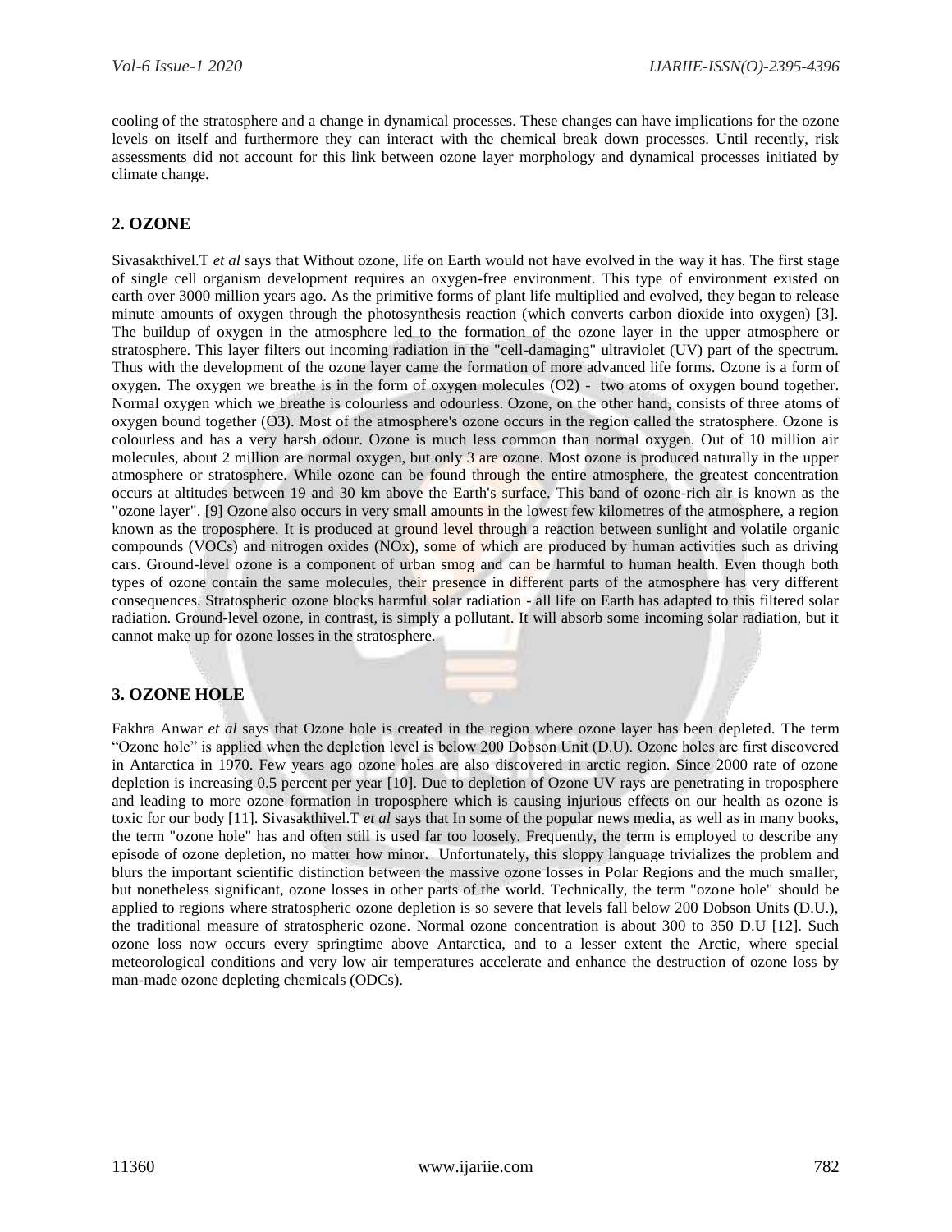cooling of the stratosphere and a change in dynamical processes. These changes can have implications for the ozone levels on itself and furthermore they can interact with the chemical break down processes. Until recently, risk assessments did not account for this link between ozone layer morphology and dynamical processes initiated by climate change.

## 2. OZONE

Sivasakthivel.T *et al* says that Without ozone, life on Earth would not have evolved in the way it has. The first stage of single cell organism development requires an oxygen-free environment. This type of environment existed on earth over 3000 million years ago. As the primitive forms of plant life multiplied and evolved, they began to release minute amounts of oxygen through the photosynthesis reaction (which converts carbon dioxide into oxygen) [3]. The buildup of oxygen in the atmosphere led to the formation of the ozone layer in the upper atmosphere or stratosphere. This layer filters out incoming radiation in the "cell-damaging" ultraviolet (UV) part of the spectrum. Thus with the development of the ozone layer came the formation of more advanced life forms. Ozone is a form of oxygen. The oxygen we breathe is in the form of oxygen molecules ($O_2$) - two atoms of oxygen bound together. Normal oxygen which we breathe is colourless and odourless. Ozone, on the other hand, consists of three atoms of oxygen bound together ($O_3$). Most of the atmosphere's ozone occurs in the region called the stratosphere. Ozone is colourless and has a very harsh odour. Ozone is much less common than normal oxygen. Out of 10 million air molecules, about 2 million are normal oxygen, but only 3 are ozone. Most ozone is produced naturally in the upper atmosphere or stratosphere. While ozone can be found through the entire atmosphere, the greatest concentration occurs at altitudes between 19 and 30 km above the Earth's surface. This band of ozone-rich air is known as the "ozone layer". [9] Ozone also occurs in very small amounts in the lowest few kilometres of the atmosphere, a region known as the troposphere. It is produced at ground level through a reaction between sunlight and volatile organic compounds (VOCs) and nitrogen oxides (NOx), some of which are produced by human activities such as driving cars. Ground-level ozone is a component of urban smog and can be harmful to human health. Even though both types of ozone contain the same molecules, their presence in different parts of the atmosphere has very different consequences. Stratospheric ozone blocks harmful solar radiation - all life on Earth has adapted to this filtered solar radiation. Ground-level ozone, in contrast, is simply a pollutant. It will absorb some incoming solar radiation, but it cannot make up for ozone losses in the stratosphere.

## 3. OZONE HOLE

Fakhra Anwar *et al* says that Ozone hole is created in the region where ozone layer has been depleted. The term "Ozone hole" is applied when the depletion level is below 200 Dobson Unit (D.U). Ozone holes are first discovered in Antarctica in 1970. Few years ago ozone holes are also discovered in arctic region. Since 2000 rate of ozone depletion is increasing 0.5 percent per year [10]. Due to depletion of Ozone UV rays are penetrating in troposphere and leading to more ozone formation in troposphere which is causing injurious effects on our health as ozone is toxic for our body [11]. Sivasakthivel.T *et al* says that In some of the popular news media, as well as in many books, the term "ozone hole" has and often still is used far too loosely. Frequently, the term is employed to describe any episode of ozone depletion, no matter how minor. Unfortunately, this sloppy language trivializes the problem and blurs the important scientific distinction between the massive ozone losses in Polar Regions and the much smaller, but nonetheless significant, ozone losses in other parts of the world. Technically, the term "ozone hole" should be applied to regions where stratospheric ozone depletion is so severe that levels fall below 200 Dobson Units (D.U.), the traditional measure of stratospheric ozone. Normal ozone concentration is about 300 to 350 D.U [12]. Such ozone loss now occurs every springtime above Antarctica, and to a lesser extent the Arctic, where special meteorological conditions and very low air temperatures accelerate and enhance the destruction of ozone loss by man-made ozone depleting chemicals (ODCs).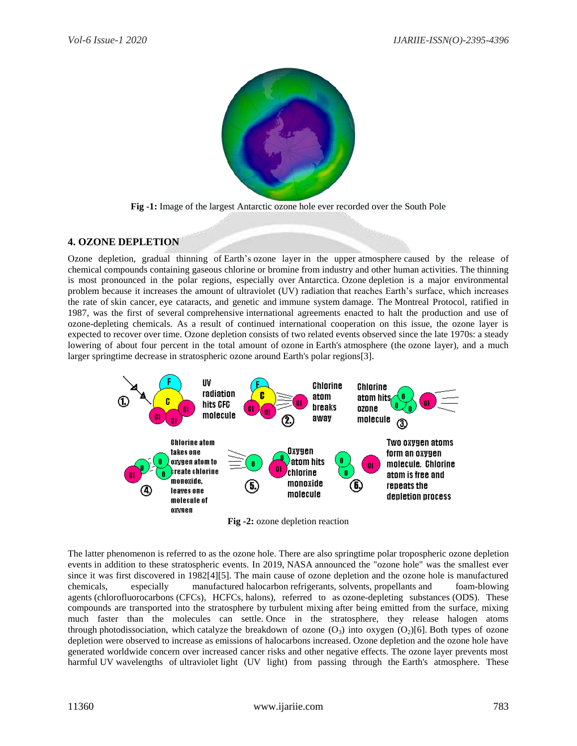Fig -1: Image of the largest Antarctic ozone hole ever recorded over the South Pole

## 4. OZONE DEPLETION

Ozone depletion, gradual thinning of Earth's ozone layer in the upper atmosphere caused by the release of chemical compounds containing gaseous chlorine or bromine from industry and other human activities. The thinning is most pronounced in the polar regions, especially over Antarctica. Ozone depletion is a major environmental problem because it increases the amount of ultraviolet (UV) radiation that reaches Earth's surface, which increases the rate of skin cancer, eye cataracts, and genetic and immune system damage. The Montreal Protocol, ratified in 1987, was the first of several comprehensive international agreements enacted to halt the production and use of ozone-depleting chemicals. As a result of continued international cooperation on this issue, the ozone layer is expected to recover over time. Ozone depletion consists of two related events observed since the late 1970s: a steady lowering of about four percent in the total amount of ozone in Earth's atmosphere (the ozone layer), and a much larger springtime decrease in stratospheric ozone around Earth's polar regions[3].

Fig -2: ozone depletion reaction

The latter phenomenon is referred to as the ozone hole. There are also springtime polar tropospheric ozone depletion events in addition to these stratospheric events. In 2019, NASA announced the "ozone hole" was the smallest ever since it was first discovered in 1982[4][5]. The main cause of ozone depletion and the ozone hole is manufactured chemicals, especially manufactured halocarbon refrigerants, solvents, propellants and foam-blowing agents (chlorofluorocarbons (CFCs), HCFCs, halons), referred to as ozone-depleting substances (ODS). These compounds are transported into the stratosphere by turbulent mixing after being emitted from the surface, mixing much faster than the molecules can settle. Once in the stratosphere, they release halogen atoms through photodissociation, which catalyze the breakdown of ozone ($O_3$) into oxygen ($O_2$)[6]. Both types of ozone depletion were observed to increase as emissions of halocarbons increased. Ozone depletion and the ozone hole have generated worldwide concern over increased cancer risks and other negative effects. The ozone layer prevents most harmful UV wavelengths of ultraviolet light (UV light) from passing through the Earth's atmosphere. These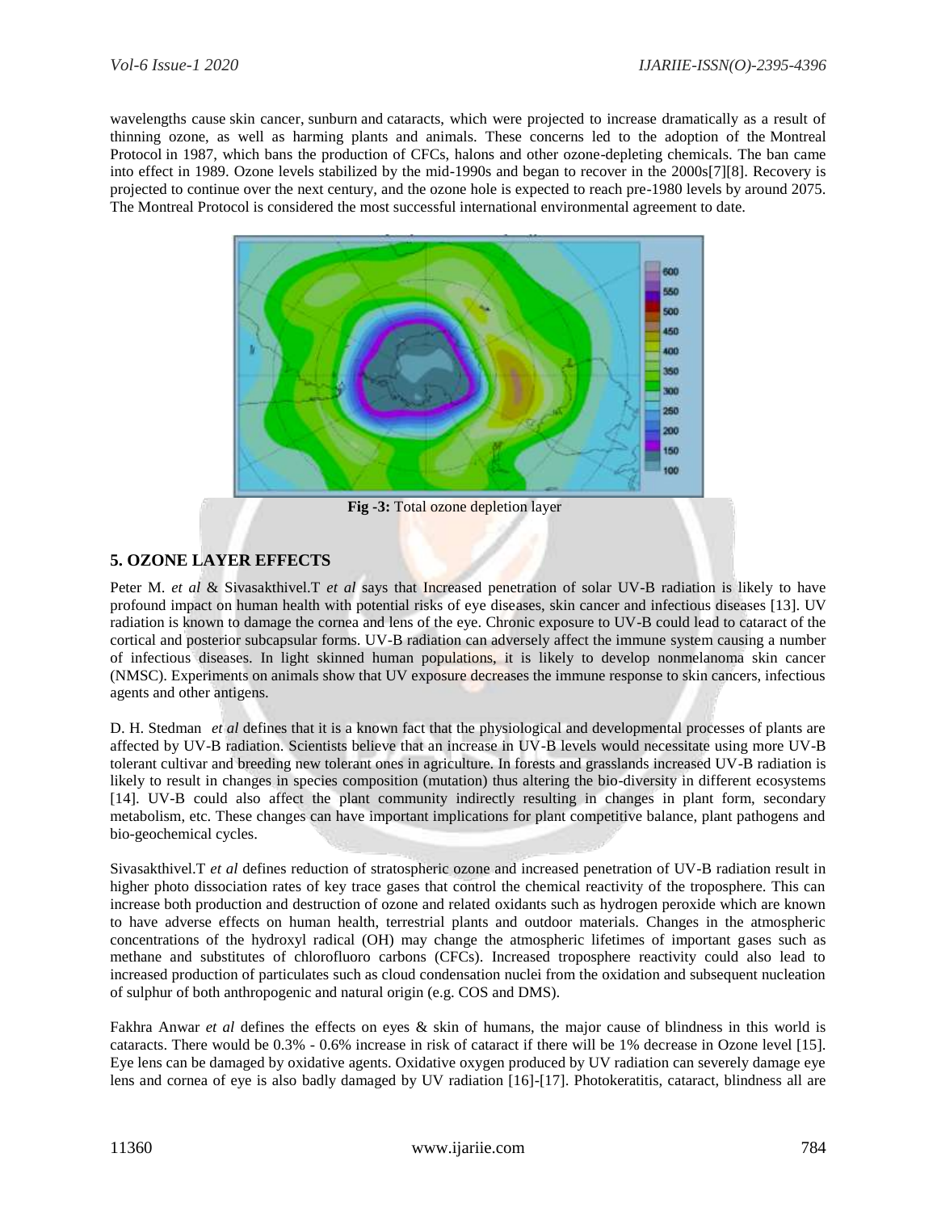wavelengths cause skin cancer, sunburn and cataracts, which were projected to increase dramatically as a result of thinning ozone, as well as harming plants and animals. These concerns led to the adoption of the Montreal Protocol in 1987, which bans the production of CFCs, halons and other ozone-depleting chemicals. The ban came into effect in 1989. Ozone levels stabilized by the mid-1990s and began to recover in the 2000s[7][8]. Recovery is projected to continue over the next century, and the ozone hole is expected to reach pre-1980 levels by around 2075. The Montreal Protocol is considered the most successful international environmental agreement to date.

**Fig -3:** Total ozone depletion layer

## 5. OZONE LAYER EFFECTS

Peter M. *et al* & Sivasakthivel.T *et al* says that Increased penetration of solar UV-B radiation is likely to have profound impact on human health with potential risks of eye diseases, skin cancer and infectious diseases [13]. UV radiation is known to damage the cornea and lens of the eye. Chronic exposure to UV-B could lead to cataract of the cortical and posterior subcapsular forms. UV-B radiation can adversely affect the immune system causing a number of infectious diseases. In light skinned human populations, it is likely to develop nonmelanoma skin cancer (NMSC). Experiments on animals show that UV exposure decreases the immune response to skin cancers, infectious agents and other antigens.

D. H. Stedman *et al* defines that it is a known fact that the physiological and developmental processes of plants are affected by UV-B radiation. Scientists believe that an increase in UV-B levels would necessitate using more UV-B tolerant cultivar and breeding new tolerant ones in agriculture. In forests and grasslands increased UV-B radiation is likely to result in changes in species composition (mutation) thus altering the bio-diversity in different ecosystems [14]. UV-B could also affect the plant community indirectly resulting in changes in plant form, secondary metabolism, etc. These changes can have important implications for plant competitive balance, plant pathogens and bio-geochemical cycles.

Sivasakthivel.T *et al* defines reduction of stratospheric ozone and increased penetration of UV-B radiation result in higher photo dissociation rates of key trace gases that control the chemical reactivity of the troposphere. This can increase both production and destruction of ozone and related oxidants such as hydrogen peroxide which are known to have adverse effects on human health, terrestrial plants and outdoor materials. Changes in the atmospheric concentrations of the hydroxyl radical (OH) may change the atmospheric lifetimes of important gases such as methane and substitutes of chlorofluoro carbons (CFCs). Increased troposphere reactivity could also lead to increased production of particulates such as cloud condensation nuclei from the oxidation and subsequent nucleation of sulphur of both anthropogenic and natural origin (e.g. COS and DMS).

Fakhra Anwar *et al* defines the effects on eyes & skin of humans, the major cause of blindness in this world is cataracts. There would be 0.3% - 0.6% increase in risk of cataract if there will be 1% decrease in Ozone level [15]. Eye lens can be damaged by oxidative agents. Oxidative oxygen produced by UV radiation can severely damage eye lens and cornea of eye is also badly damaged by UV radiation [16]-[17]. Photokeratitis, cataract, blindness all are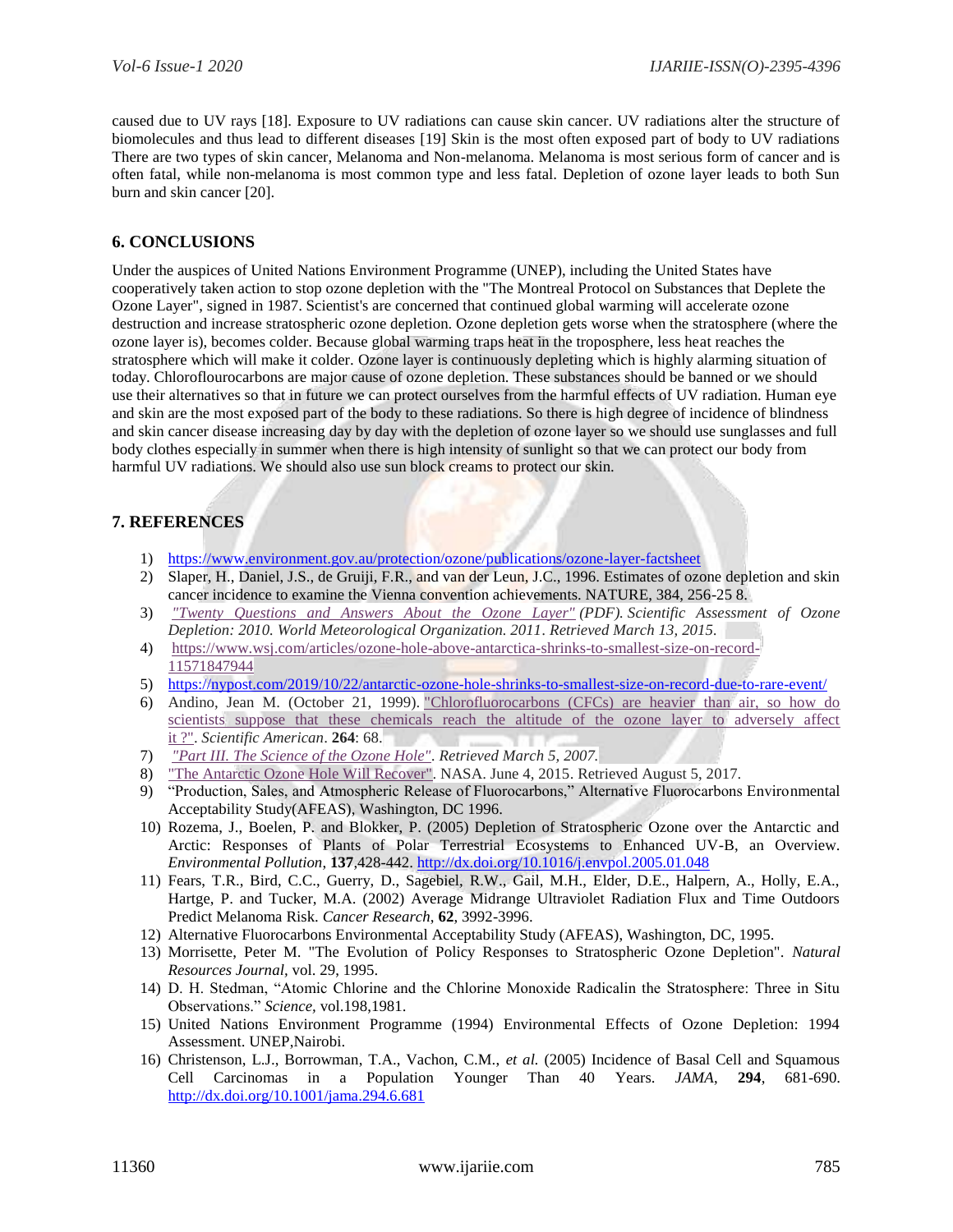caused due to UV rays [18]. Exposure to UV radiations can cause skin cancer. UV radiations alter the structure of biomolecules and thus lead to different diseases [19] Skin is the most often exposed part of body to UV radiations There are two types of skin cancer, Melanoma and Non-melanoma. Melanoma is most serious form of cancer and is often fatal, while non-melanoma is most common type and less fatal. Depletion of ozone layer leads to both Sun burn and skin cancer [20].

## 6. CONCLUSIONS

Under the auspices of United Nations Environment Programme (UNEP), including the United States have cooperatively taken action to stop ozone depletion with the "The Montreal Protocol on Substances that Deplete the Ozone Layer", signed in 1987. Scientist's are concerned that continued global warming will accelerate ozone destruction and increase stratospheric ozone depletion. Ozone depletion gets worse when the stratosphere (where the ozone layer is), becomes colder. Because global warming traps heat in the troposphere, less heat reaches the stratosphere which will make it colder. Ozone layer is continuously depleting which is highly alarming situation of today. Chloroflourocarbons are major cause of ozone depletion. These substances should be banned or we should use their alternatives so that in future we can protect ourselves from the harmful effects of UV radiation. Human eye and skin are the most exposed part of the body to these radiations. So there is high degree of incidence of blindness and skin cancer disease increasing day by day with the depletion of ozone layer so we should use sunglasses and full body clothes especially in summer when there is high intensity of sunlight so that we can protect our body from harmful UV radiations. We should also use sun block creams to protect our skin.

## 7. REFERENCES

1) https://www.environment.gov.au/protection/ozone/publications/ozone-layer-factsheet
2) Slaper, H., Daniel, J.S., de Gruiji, F.R., and van der Leun, J.C., 1996. Estimates of ozone depletion and skin cancer incidence to examine the Vienna convention achievements. NATURE, 384, 256-25 8.
3) *"Twenty Questions and Answers About the Ozone Layer" (PDF). Scientific Assessment of Ozone Depletion: 2010. World Meteorological Organization. 2011. Retrieved March 13, 2015.*
4) https://www.wsj.com/articles/ozone-hole-above-antarctica-shrinks-to-smallest-size-on-record-11571847944
5) https://nypost.com/2019/10/22/antarctic-ozone-hole-shrinks-to-smallest-size-on-record-due-to-rare-event/
6) Andino, Jean M. (October 21, 1999). "Chlorofluorocarbons (CFCs) are heavier than air, so how do scientists suppose that these chemicals reach the altitude of the ozone layer to adversely affect it ?". *Scientific American*. **264**: 68.
7) *"Part III. The Science of the Ozone Hole". Retrieved March 5, 2007.*
8) "The Antarctic Ozone Hole Will Recover". NASA. June 4, 2015. Retrieved August 5, 2017.
9) “Production, Sales, and Atmospheric Release of Fluorocarbons,” Alternative Fluorocarbons Environmental Acceptability Study(AFEAS), Washington, DC 1996.
10) Rozema, J., Boelen, P. and Blokker, P. (2005) Depletion of Stratospheric Ozone over the Antarctic and Arctic: Responses of Plants of Polar Terrestrial Ecosystems to Enhanced UV-B, an Overview. *Environmental Pollution*, **137**,428-442. http://dx.doi.org/10.1016/j.envpol.2005.01.048
11) Fears, T.R., Bird, C.C., Guerry, D., Sagebiel, R.W., Gail, M.H., Elder, D.E., Halpern, A., Holly, E.A., Hartge, P. and Tucker, M.A. (2002) Average Midrange Ultraviolet Radiation Flux and Time Outdoors Predict Melanoma Risk. *Cancer Research*, **62**, 3992-3996.
12) Alternative Fluorocarbons Environmental Acceptability Study (AFEAS), Washington, DC, 1995.
13) Morrisette, Peter M. "The Evolution of Policy Responses to Stratospheric Ozone Depletion". *Natural Resources Journal*, vol. 29, 1995.
14) D. H. Stedman, “Atomic Chlorine and the Chlorine Monoxide Radicalin the Stratosphere: Three in Situ Observations.” *Science*, vol.198,1981.
15) United Nations Environment Programme (1994) Environmental Effects of Ozone Depletion: 1994 Assessment. UNEP,Nairobi.
16) Christenson, L.J., Borrowman, T.A., Vachon, C.M., *et al.* (2005) Incidence of Basal Cell and Squamous Cell Carcinomas in a Population Younger Than 40 Years. *JAMA*, **294**, 681-690. http://dx.doi.org/10.1001/jama.294.6.681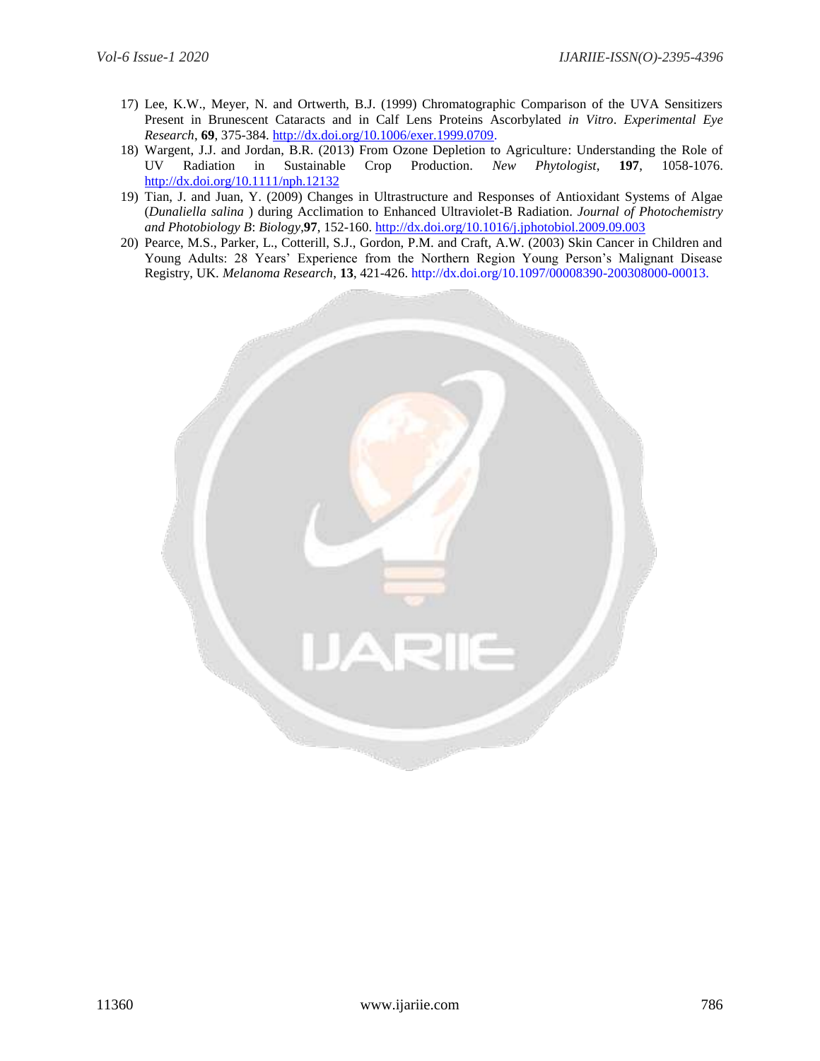17) Lee, K.W., Meyer, N. and Ortwerth, B.J. (1999) Chromatographic Comparison of the UVA Sensitizers Present in Brunescent Cataracts and in Calf Lens Proteins Ascorbylated *in Vitro*. *Experimental Eye Research*, **69**, 375-384. http://dx.doi.org/10.1006/exer.1999.0709.
18) Wargent, J.J. and Jordan, B.R. (2013) From Ozone Depletion to Agriculture: Understanding the Role of UV Radiation in Sustainable Crop Production. *New Phytologist*, **197**, 1058-1076. http://dx.doi.org/10.1111/nph.12132
19) Tian, J. and Juan, Y. (2009) Changes in Ultrastructure and Responses of Antioxidant Systems of Algae (*Dunaliella salina* ) during Acclimation to Enhanced Ultraviolet-B Radiation. *Journal of Photochemistry and Photobiology B*: *Biology*,**97**, 152-160. http://dx.doi.org/10.1016/j.jphotobiol.2009.09.003
20) Pearce, M.S., Parker, L., Cotterill, S.J., Gordon, P.M. and Craft, A.W. (2003) Skin Cancer in Children and Young Adults: 28 Years' Experience from the Northern Region Young Person's Malignant Disease Registry, UK. *Melanoma Research*, **13**, 421-426. http://dx.doi.org/10.1097/00008390-200308000-00013.